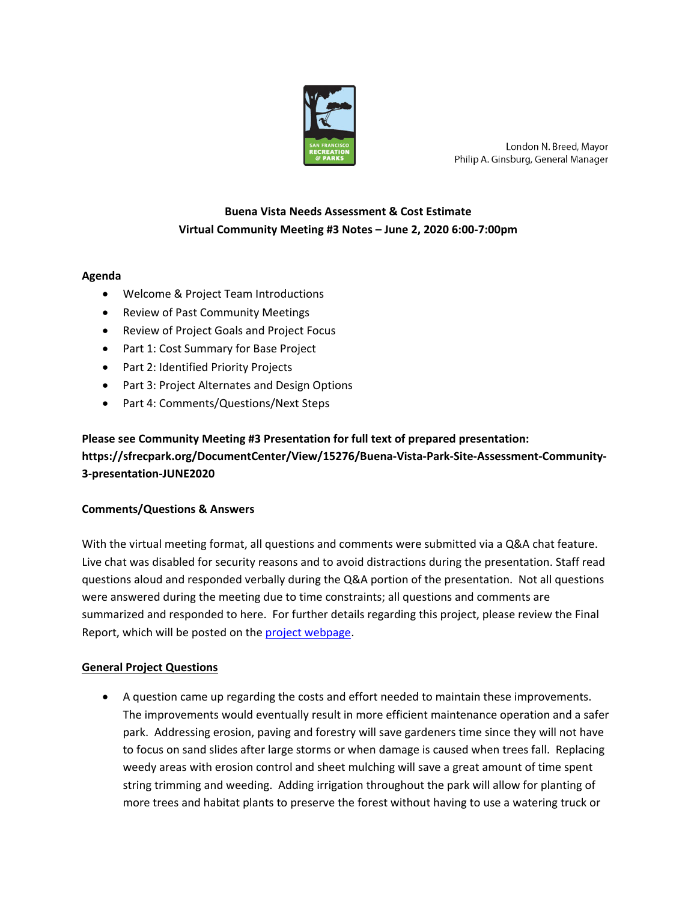London N. Breed, Mayor
Philip A. Ginsburg, General Manager

# Buena Vista Needs Assessment & Cost Estimate
## Virtual Community Meeting #3 Notes – June 2, 2020 6:00-7:00pm

**Agenda**

- Welcome & Project Team Introductions
- Review of Past Community Meetings
- Review of Project Goals and Project Focus
- Part 1: Cost Summary for Base Project
- Part 2: Identified Priority Projects
- Part 3: Project Alternates and Design Options
- Part 4: Comments/Questions/Next Steps

**Please see Community Meeting #3 Presentation for full text of prepared presentation: https://sfrecpark.org/DocumentCenter/View/15276/Buena-Vista-Park-Site-Assessment-Community-3-presentation-JUNE2020**

**Comments/Questions & Answers**

With the virtual meeting format, all questions and comments were submitted via a Q&A chat feature. Live chat was disabled for security reasons and to avoid distractions during the presentation. Staff read questions aloud and responded verbally during the Q&A portion of the presentation. Not all questions were answered during the meeting due to time constraints; all questions and comments are summarized and responded to here. For further details regarding this project, please review the Final Report, which will be posted on the project webpage.

**General Project Questions**

- A question came up regarding the costs and effort needed to maintain these improvements. The improvements would eventually result in more efficient maintenance operation and a safer park. Addressing erosion, paving and forestry will save gardeners time since they will not have to focus on sand slides after large storms or when damage is caused when trees fall. Replacing weedy areas with erosion control and sheet mulching will save a great amount of time spent string trimming and weeding. Adding irrigation throughout the park will allow for planting of more trees and habitat plants to preserve the forest without having to use a watering truck or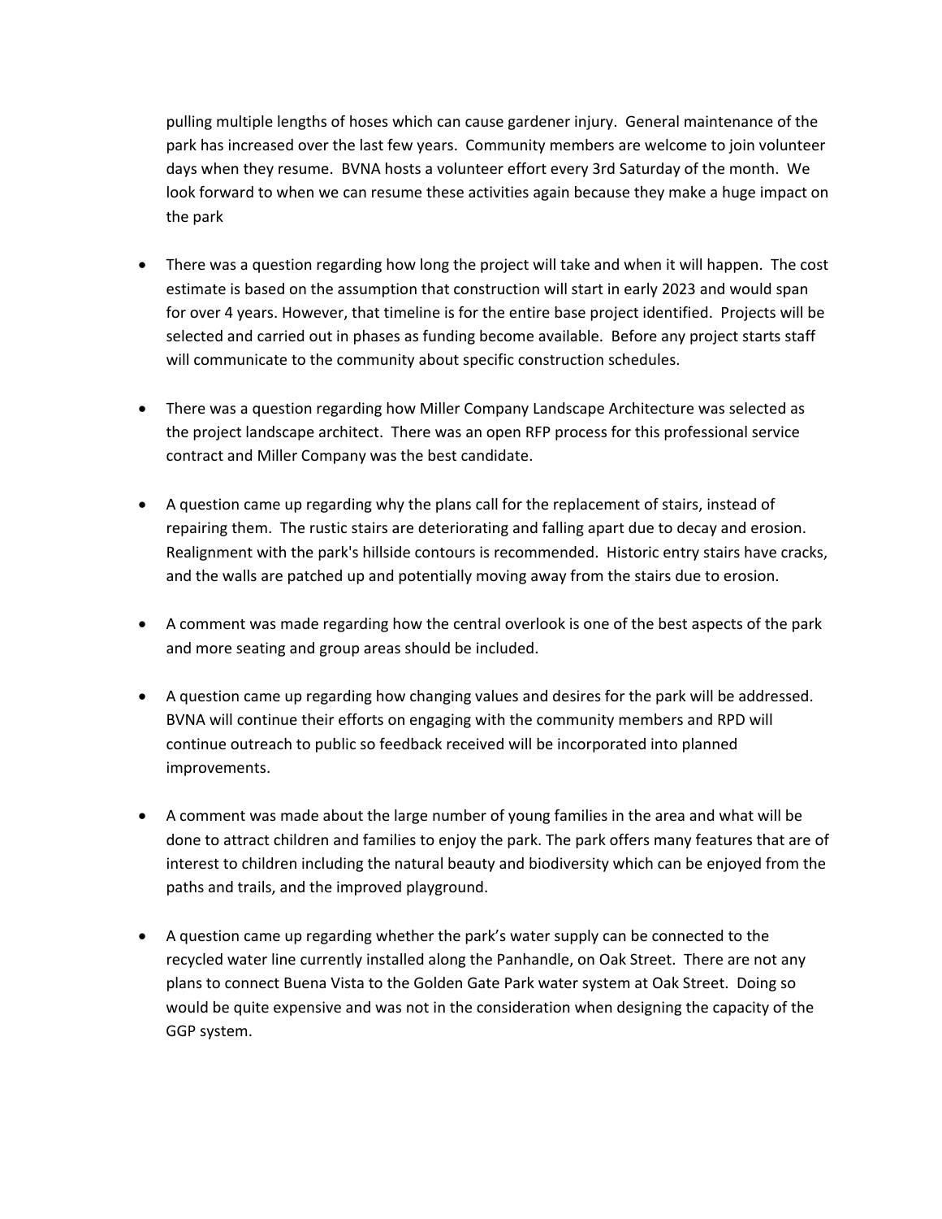pulling multiple lengths of hoses which can cause gardener injury. General maintenance of the park has increased over the last few years. Community members are welcome to join volunteer days when they resume. BVNA hosts a volunteer effort every 3rd Saturday of the month. We look forward to when we can resume these activities again because they make a huge impact on the park

- There was a question regarding how long the project will take and when it will happen. The cost estimate is based on the assumption that construction will start in early 2023 and would span for over 4 years. However, that timeline is for the entire base project identified. Projects will be selected and carried out in phases as funding become available. Before any project starts staff will communicate to the community about specific construction schedules.

- There was a question regarding how Miller Company Landscape Architecture was selected as the project landscape architect. There was an open RFP process for this professional service contract and Miller Company was the best candidate.

- A question came up regarding why the plans call for the replacement of stairs, instead of repairing them. The rustic stairs are deteriorating and falling apart due to decay and erosion. Realignment with the park's hillside contours is recommended. Historic entry stairs have cracks, and the walls are patched up and potentially moving away from the stairs due to erosion.

- A comment was made regarding how the central overlook is one of the best aspects of the park and more seating and group areas should be included.

- A question came up regarding how changing values and desires for the park will be addressed. BVNA will continue their efforts on engaging with the community members and RPD will continue outreach to public so feedback received will be incorporated into planned improvements.

- A comment was made about the large number of young families in the area and what will be done to attract children and families to enjoy the park. The park offers many features that are of interest to children including the natural beauty and biodiversity which can be enjoyed from the paths and trails, and the improved playground.

- A question came up regarding whether the park's water supply can be connected to the recycled water line currently installed along the Panhandle, on Oak Street. There are not any plans to connect Buena Vista to the Golden Gate Park water system at Oak Street. Doing so would be quite expensive and was not in the consideration when designing the capacity of the GGP system.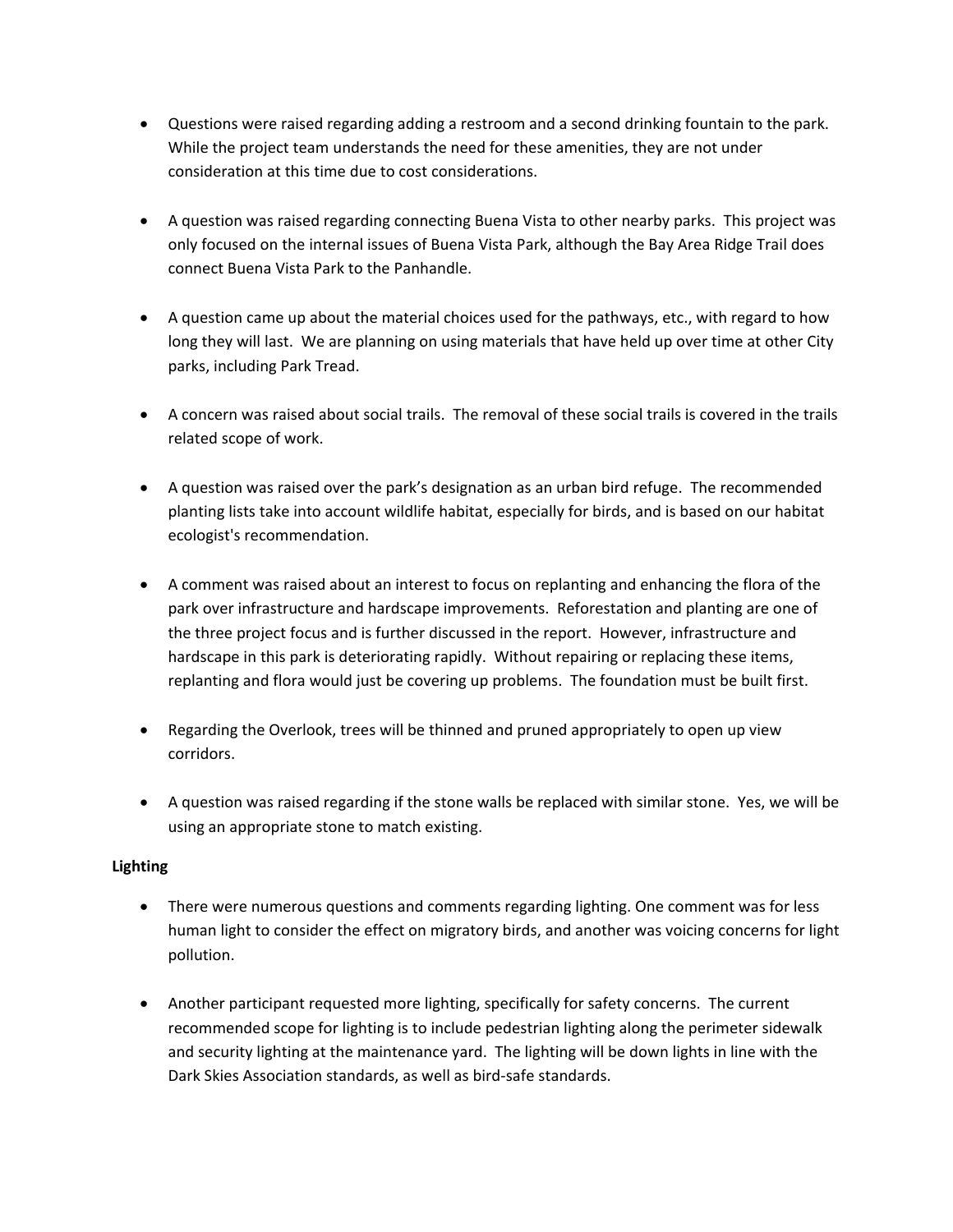- Questions were raised regarding adding a restroom and a second drinking fountain to the park. While the project team understands the need for these amenities, they are not under consideration at this time due to cost considerations.

- A question was raised regarding connecting Buena Vista to other nearby parks. This project was only focused on the internal issues of Buena Vista Park, although the Bay Area Ridge Trail does connect Buena Vista Park to the Panhandle.

- A question came up about the material choices used for the pathways, etc., with regard to how long they will last. We are planning on using materials that have held up over time at other City parks, including Park Tread.

- A concern was raised about social trails. The removal of these social trails is covered in the trails related scope of work.

- A question was raised over the park's designation as an urban bird refuge. The recommended planting lists take into account wildlife habitat, especially for birds, and is based on our habitat ecologist's recommendation.

- A comment was raised about an interest to focus on replanting and enhancing the flora of the park over infrastructure and hardscape improvements. Reforestation and planting are one of the three project focus and is further discussed in the report. However, infrastructure and hardscape in this park is deteriorating rapidly. Without repairing or replacing these items, replanting and flora would just be covering up problems. The foundation must be built first.

- Regarding the Overlook, trees will be thinned and pruned appropriately to open up view corridors.

- A question was raised regarding if the stone walls be replaced with similar stone. Yes, we will be using an appropriate stone to match existing.

**Lighting**

- There were numerous questions and comments regarding lighting. One comment was for less human light to consider the effect on migratory birds, and another was voicing concerns for light pollution.

- Another participant requested more lighting, specifically for safety concerns. The current recommended scope for lighting is to include pedestrian lighting along the perimeter sidewalk and security lighting at the maintenance yard. The lighting will be down lights in line with the Dark Skies Association standards, as well as bird-safe standards.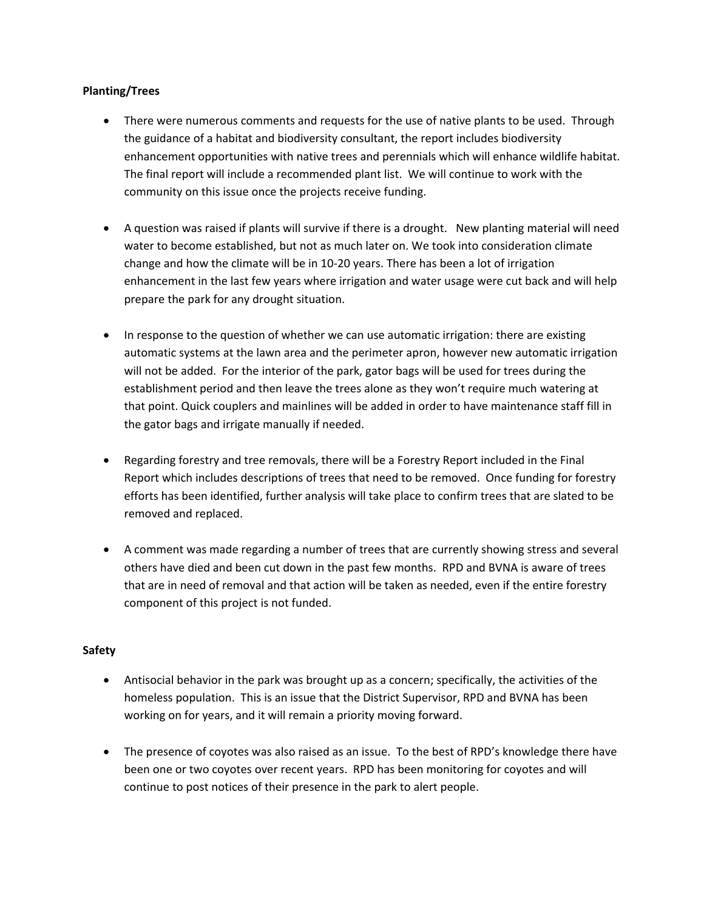**Planting/Trees**

- There were numerous comments and requests for the use of native plants to be used. Through the guidance of a habitat and biodiversity consultant, the report includes biodiversity enhancement opportunities with native trees and perennials which will enhance wildlife habitat. The final report will include a recommended plant list. We will continue to work with the community on this issue once the projects receive funding.

- A question was raised if plants will survive if there is a drought. New planting material will need water to become established, but not as much later on. We took into consideration climate change and how the climate will be in 10-20 years. There has been a lot of irrigation enhancement in the last few years where irrigation and water usage were cut back and will help prepare the park for any drought situation.

- In response to the question of whether we can use automatic irrigation: there are existing automatic systems at the lawn area and the perimeter apron, however new automatic irrigation will not be added. For the interior of the park, gator bags will be used for trees during the establishment period and then leave the trees alone as they won't require much watering at that point. Quick couplers and mainlines will be added in order to have maintenance staff fill in the gator bags and irrigate manually if needed.

- Regarding forestry and tree removals, there will be a Forestry Report included in the Final Report which includes descriptions of trees that need to be removed. Once funding for forestry efforts has been identified, further analysis will take place to confirm trees that are slated to be removed and replaced.

- A comment was made regarding a number of trees that are currently showing stress and several others have died and been cut down in the past few months. RPD and BVNA is aware of trees that are in need of removal and that action will be taken as needed, even if the entire forestry component of this project is not funded.

**Safety**

- Antisocial behavior in the park was brought up as a concern; specifically, the activities of the homeless population. This is an issue that the District Supervisor, RPD and BVNA has been working on for years, and it will remain a priority moving forward.

- The presence of coyotes was also raised as an issue. To the best of RPD's knowledge there have been one or two coyotes over recent years. RPD has been monitoring for coyotes and will continue to post notices of their presence in the park to alert people.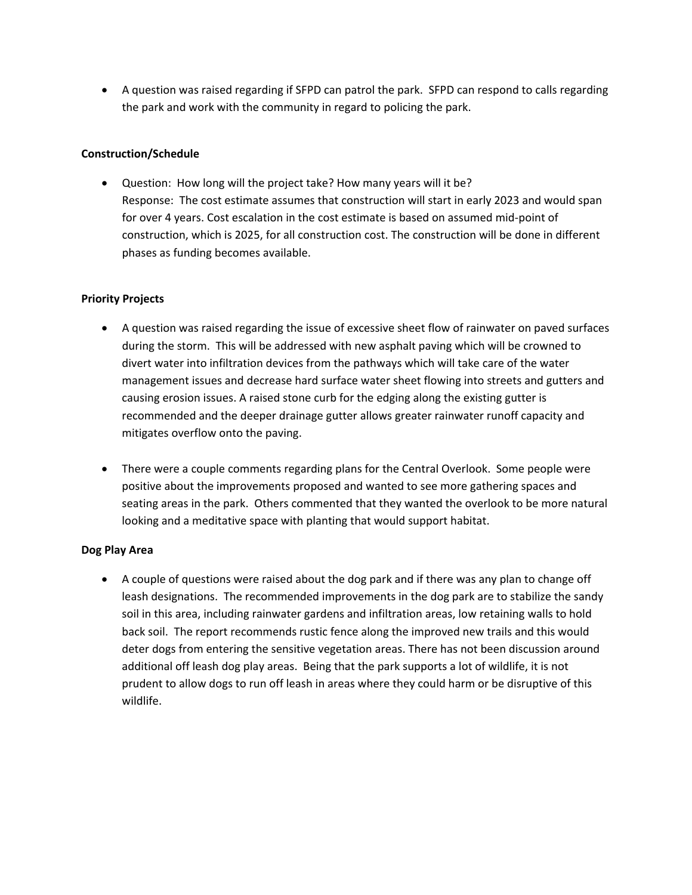- A question was raised regarding if SFPD can patrol the park. SFPD can respond to calls regarding the park and work with the community in regard to policing the park.

**Construction/Schedule**

- Question: How long will the project take? How many years will it be?
  Response: The cost estimate assumes that construction will start in early 2023 and would span for over 4 years. Cost escalation in the cost estimate is based on assumed mid-point of construction, which is 2025, for all construction cost. The construction will be done in different phases as funding becomes available.

**Priority Projects**

- A question was raised regarding the issue of excessive sheet flow of rainwater on paved surfaces during the storm. This will be addressed with new asphalt paving which will be crowned to divert water into infiltration devices from the pathways which will take care of the water management issues and decrease hard surface water sheet flowing into streets and gutters and causing erosion issues. A raised stone curb for the edging along the existing gutter is recommended and the deeper drainage gutter allows greater rainwater runoff capacity and mitigates overflow onto the paving.

- There were a couple comments regarding plans for the Central Overlook. Some people were positive about the improvements proposed and wanted to see more gathering spaces and seating areas in the park. Others commented that they wanted the overlook to be more natural looking and a meditative space with planting that would support habitat.

**Dog Play Area**

- A couple of questions were raised about the dog park and if there was any plan to change off leash designations. The recommended improvements in the dog park are to stabilize the sandy soil in this area, including rainwater gardens and infiltration areas, low retaining walls to hold back soil. The report recommends rustic fence along the improved new trails and this would deter dogs from entering the sensitive vegetation areas. There has not been discussion around additional off leash dog play areas. Being that the park supports a lot of wildlife, it is not prudent to allow dogs to run off leash in areas where they could harm or be disruptive of this wildlife.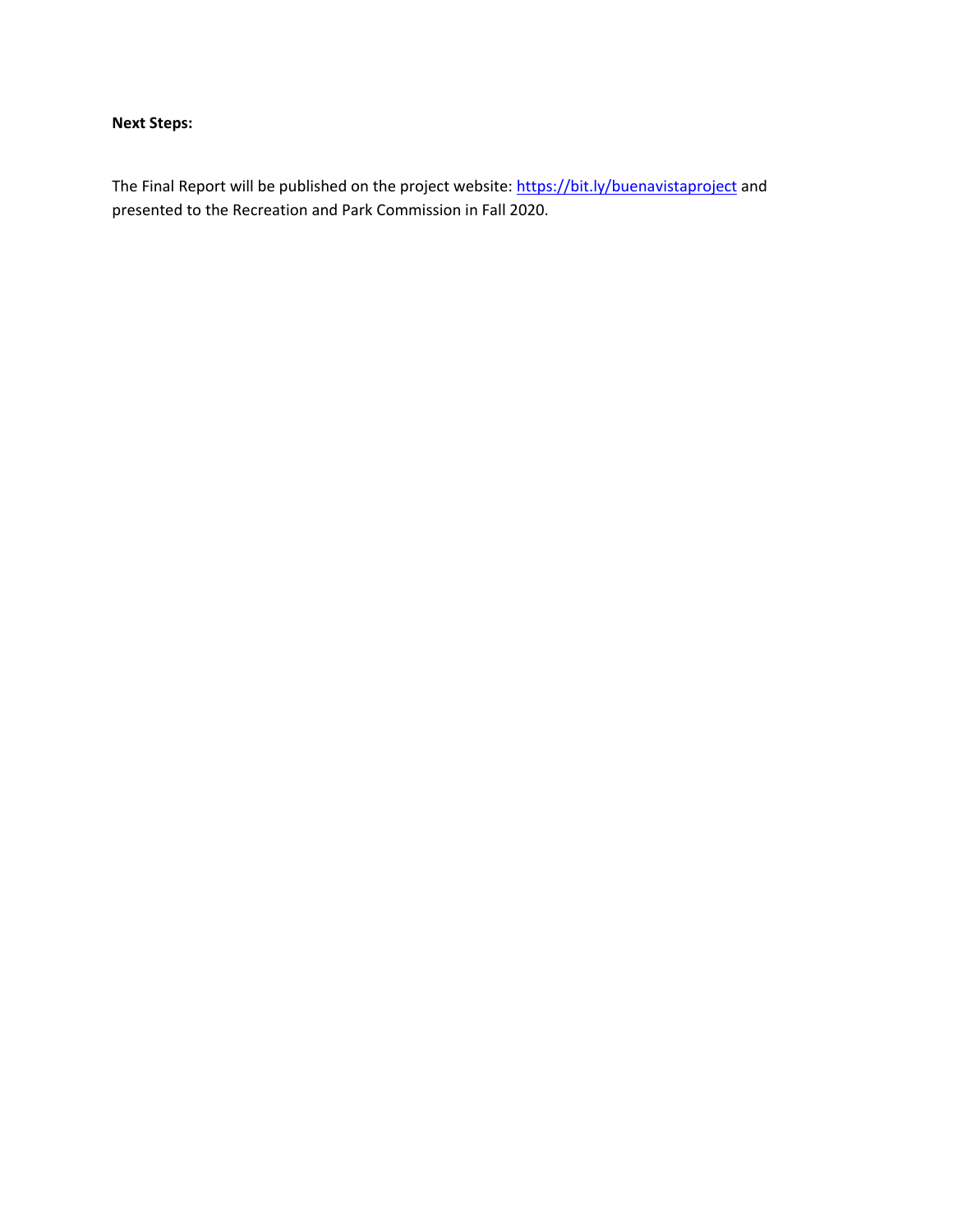**Next Steps:**

The Final Report will be published on the project website: https://bit.ly/buenavistaproject and presented to the Recreation and Park Commission in Fall 2020.